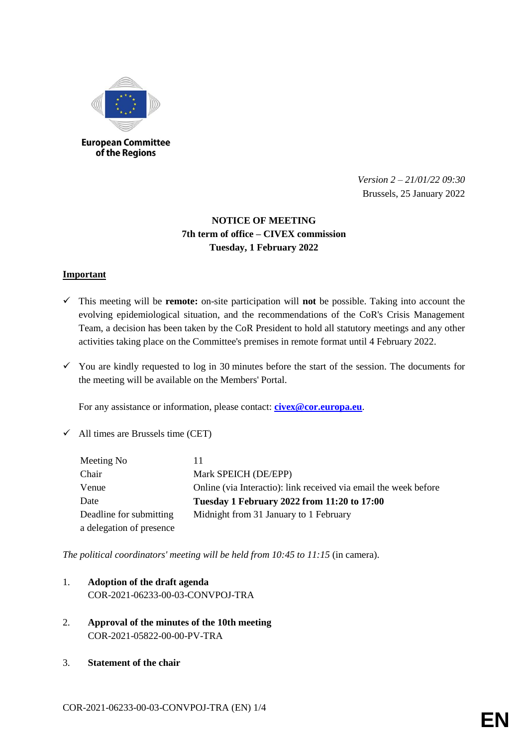European Committee of the Regions

*Version 2 – 21/01/22 09:30*
Brussels, 25 January 2022

**NOTICE OF MEETING**
**7th term of office – CIVEX commission**
**Tuesday, 1 February 2022**

**Important**

- ✓ This meeting will be **remote:** on-site participation will **not** be possible. Taking into account the evolving epidemiological situation, and the recommendations of the CoR's Crisis Management Team, a decision has been taken by the CoR President to hold all statutory meetings and any other activities taking place on the Committee's premises in remote format until 4 February 2022.

- ✓ You are kindly requested to log in 30 minutes before the start of the session. The documents for the meeting will be available on the Members' Portal.

  For any assistance or information, please contact: **civex@cor.europa.eu**.

- ✓ All times are Brussels time (CET)

| | |
|---|---|
| Meeting No | 11 |
| Chair | Mark SPEICH (DE/EPP) |
| Venue | Online (via Interactio): link received via email the week before |
| Date | **Tuesday 1 February 2022 from 11:20 to 17:00** |
| Deadline for submitting a delegation of presence | Midnight from 31 January to 1 February |

*The political coordinators' meeting will be held from 10:45 to 11:15* (in camera).

1. **Adoption of the draft agenda**
   COR-2021-06233-00-03-CONVPOJ-TRA

2. **Approval of the minutes of the 10th meeting**
   COR-2021-05822-00-00-PV-TRA

3. **Statement of the chair**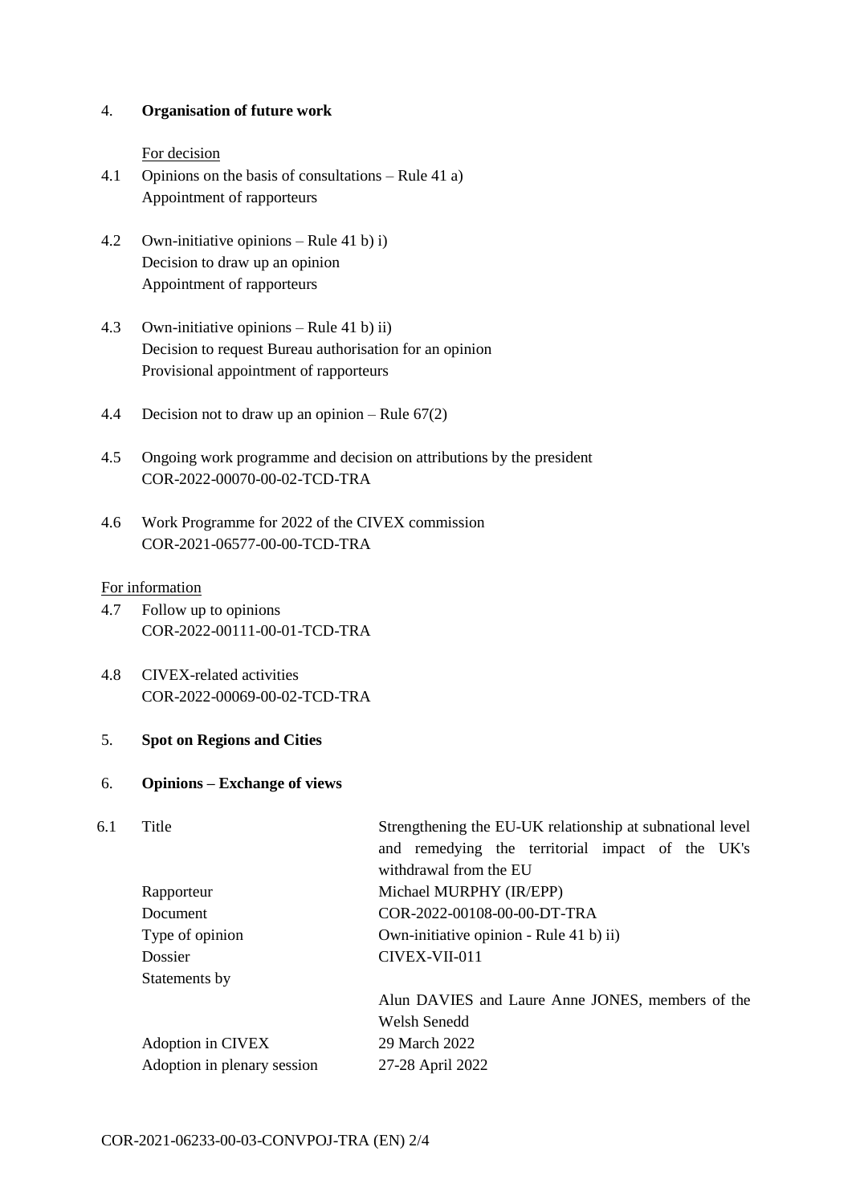4. **Organisation of future work**

For decision

4.1 Opinions on the basis of consultations – Rule 41 a)
Appointment of rapporteurs

4.2 Own-initiative opinions – Rule 41 b) i)
Decision to draw up an opinion
Appointment of rapporteurs

4.3 Own-initiative opinions – Rule 41 b) ii)
Decision to request Bureau authorisation for an opinion
Provisional appointment of rapporteurs

4.4 Decision not to draw up an opinion – Rule 67(2)

4.5 Ongoing work programme and decision on attributions by the president
COR-2022-00070-00-02-TCD-TRA

4.6 Work Programme for 2022 of the CIVEX commission
COR-2021-06577-00-00-TCD-TRA

For information

4.7 Follow up to opinions
COR-2022-00111-00-01-TCD-TRA

4.8 CIVEX-related activities
COR-2022-00069-00-02-TCD-TRA

5. **Spot on Regions and Cities**

6. **Opinions – Exchange of views**

6.1

| | |
|---|---|
| Title | Strengthening the EU-UK relationship at subnational level and remedying the territorial impact of the UK's withdrawal from the EU |
| Rapporteur | Michael MURPHY (IR/EPP) |
| Document | COR-2022-00108-00-00-DT-TRA |
| Type of opinion | Own-initiative opinion - Rule 41 b) ii) |
| Dossier | CIVEX-VII-011 |
| Statements by | Alun DAVIES and Laure Anne JONES, members of the Welsh Senedd |
| Adoption in CIVEX | 29 March 2022 |
| Adoption in plenary session | 27-28 April 2022 |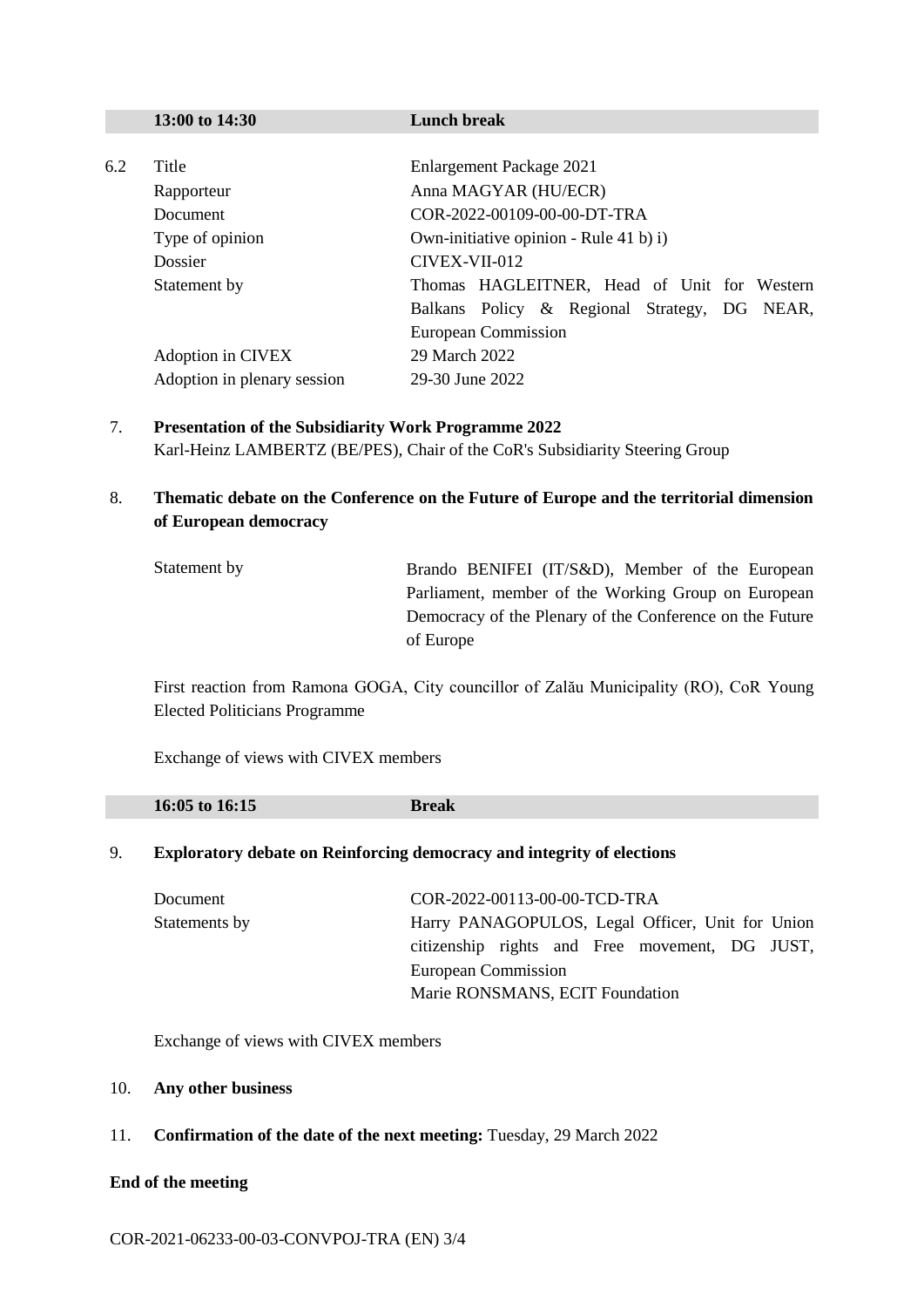| 13:00 to 14:30 | Lunch break |
|---|---|

6.2

| | |
|---|---|
| Title | Enlargement Package 2021 |
| Rapporteur | Anna MAGYAR (HU/ECR) |
| Document | COR-2022-00109-00-00-DT-TRA |
| Type of opinion | Own-initiative opinion - Rule 41 b) i) |
| Dossier | CIVEX-VII-012 |
| Statement by | Thomas HAGLEITNER, Head of Unit for Western Balkans Policy & Regional Strategy, DG NEAR, European Commission |
| Adoption in CIVEX | 29 March 2022 |
| Adoption in plenary session | 29-30 June 2022 |

7. **Presentation of the Subsidiarity Work Programme 2022**
   Karl-Heinz LAMBERTZ (BE/PES), Chair of the CoR's Subsidiarity Steering Group

8. **Thematic debate on the Conference on the Future of Europe and the territorial dimension of European democracy**

| | |
|---|---|
| Statement by | Brando BENIFEI (IT/S&D), Member of the European Parliament, member of the Working Group on European Democracy of the Plenary of the Conference on the Future of Europe |

First reaction from Ramona GOGA, City councillor of Zalău Municipality (RO), CoR Young Elected Politicians Programme

Exchange of views with CIVEX members

| 16:05 to 16:15 | Break |
|---|---|

9. **Exploratory debate on Reinforcing democracy and integrity of elections**

| | |
|---|---|
| Document | COR-2022-00113-00-00-TCD-TRA |
| Statements by | Harry PANAGOPULOS, Legal Officer, Unit for Union citizenship rights and Free movement, DG JUST, European Commission<br>Marie RONSMANS, ECIT Foundation |

Exchange of views with CIVEX members

10. **Any other business**

11. **Confirmation of the date of the next meeting:** Tuesday, 29 March 2022

**End of the meeting**

COR-2021-06233-00-03-CONVPOJ-TRA (EN)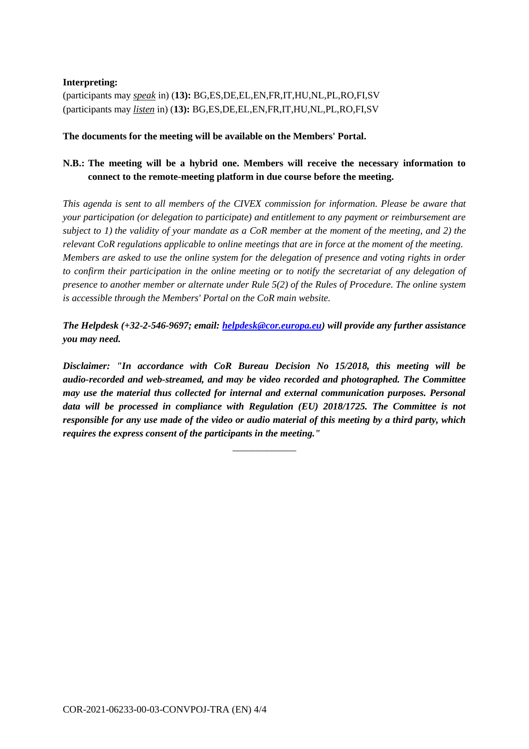**Interpreting:**

(participants may *speak* in) (**13):** BG,ES,DE,EL,EN,FR,IT,HU,NL,PL,RO,FI,SV
(participants may *listen* in) (**13):** BG,ES,DE,EL,EN,FR,IT,HU,NL,PL,RO,FI,SV

**The documents for the meeting will be available on the Members' Portal.**

**N.B.: The meeting will be a hybrid one. Members will receive the necessary information to connect to the remote-meeting platform in due course before the meeting.**

*This agenda is sent to all members of the CIVEX commission for information. Please be aware that your participation (or delegation to participate) and entitlement to any payment or reimbursement are subject to 1) the validity of your mandate as a CoR member at the moment of the meeting, and 2) the relevant CoR regulations applicable to online meetings that are in force at the moment of the meeting. Members are asked to use the online system for the delegation of presence and voting rights in order to confirm their participation in the online meeting or to notify the secretariat of any delegation of presence to another member or alternate under Rule 5(2) of the Rules of Procedure. The online system is accessible through the Members' Portal on the CoR main website.*

***The Helpdesk (+32-2-546-9697; email: helpdesk@cor.europa.eu) will provide any further assistance you may need.***

***Disclaimer: "In accordance with CoR Bureau Decision No 15/2018, this meeting will be audio-recorded and web-streamed, and may be video recorded and photographed. The Committee may use the material thus collected for internal and external communication purposes. Personal data will be processed in compliance with Regulation (EU) 2018/1725. The Committee is not responsible for any use made of the video or audio material of this meeting by a third party, which requires the express consent of the participants in the meeting."***

_____________